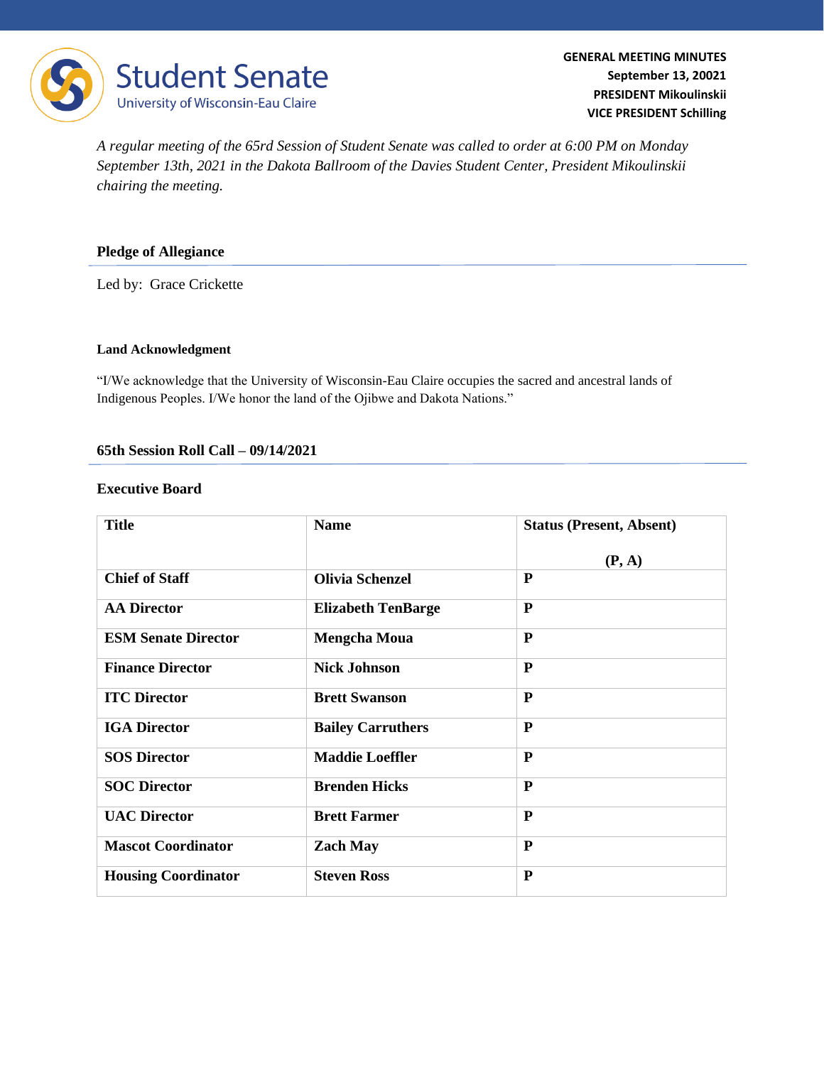**Student Senate**
University of Wisconsin-Eau Claire

**GENERAL MEETING MINUTES**
**September 13, 20021**
**PRESIDENT Mikoulinskii**
**VICE PRESIDENT Schilling**

*A regular meeting of the 65rd Session of Student Senate was called to order at 6:00 PM on Monday September 13th, 2021 in the Dakota Ballroom of the Davies Student Center, President Mikoulinskii chairing the meeting.*

## Pledge of Allegiance

Led by: Grace Crickette

### Land Acknowledgment

"I/We acknowledge that the University of Wisconsin-Eau Claire occupies the sacred and ancestral lands of Indigenous Peoples. I/We honor the land of the Ojibwe and Dakota Nations."

## 65th Session Roll Call – 09/14/2021

### Executive Board

| Title | Name | Status (Present, Absent) (P, A) |
|---|---|---|
| Chief of Staff | Olivia Schenzel | P |
| AA Director | Elizabeth TenBarge | P |
| ESM Senate Director | Mengcha Moua | P |
| Finance Director | Nick Johnson | P |
| ITC Director | Brett Swanson | P |
| IGA Director | Bailey Carruthers | P |
| SOS Director | Maddie Loeffler | P |
| SOC Director | Brenden Hicks | P |
| UAC Director | Brett Farmer | P |
| Mascot Coordinator | Zach May | P |
| Housing Coordinator | Steven Ross | P |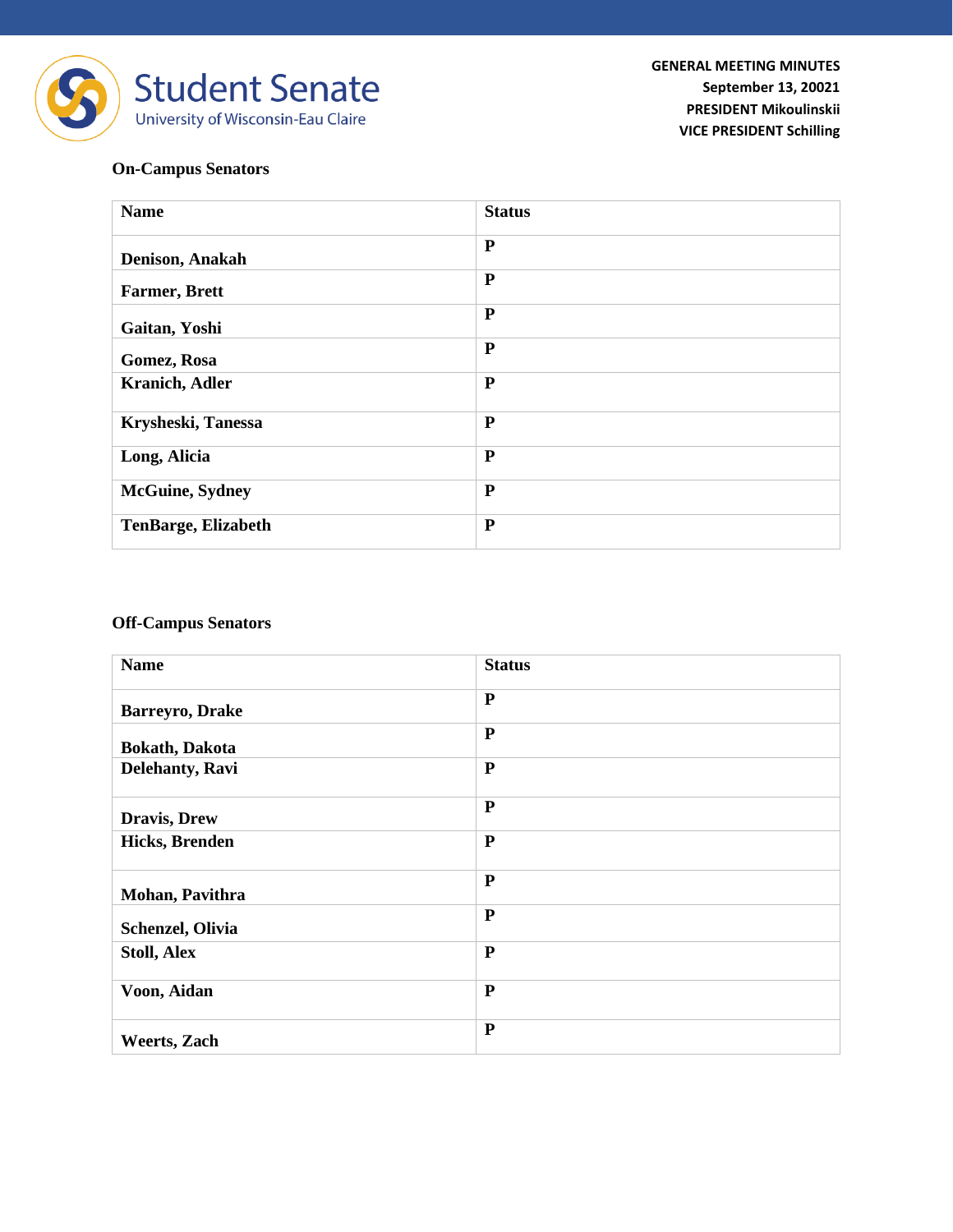## On-Campus Senators

| Name | Status |
|---|---|
| Denison, Anakah | P |
| Farmer, Brett | P |
| Gaitan, Yoshi | P |
| Gomez, Rosa | P |
| Kranich, Adler | P |
| Krysheski, Tanessa | P |
| Long, Alicia | P |
| McGuine, Sydney | P |
| TenBarge, Elizabeth | P |

## Off-Campus Senators

| Name | Status |
|---|---|
| Barreyro, Drake | P |
| Bokath, Dakota | P |
| Delehanty, Ravi | P |
| Dravis, Drew | P |
| Hicks, Brenden | P |
| Mohan, Pavithra | P |
| Schenzel, Olivia | P |
| Stoll, Alex | P |
| Voon, Aidan | P |
| Weerts, Zach | P |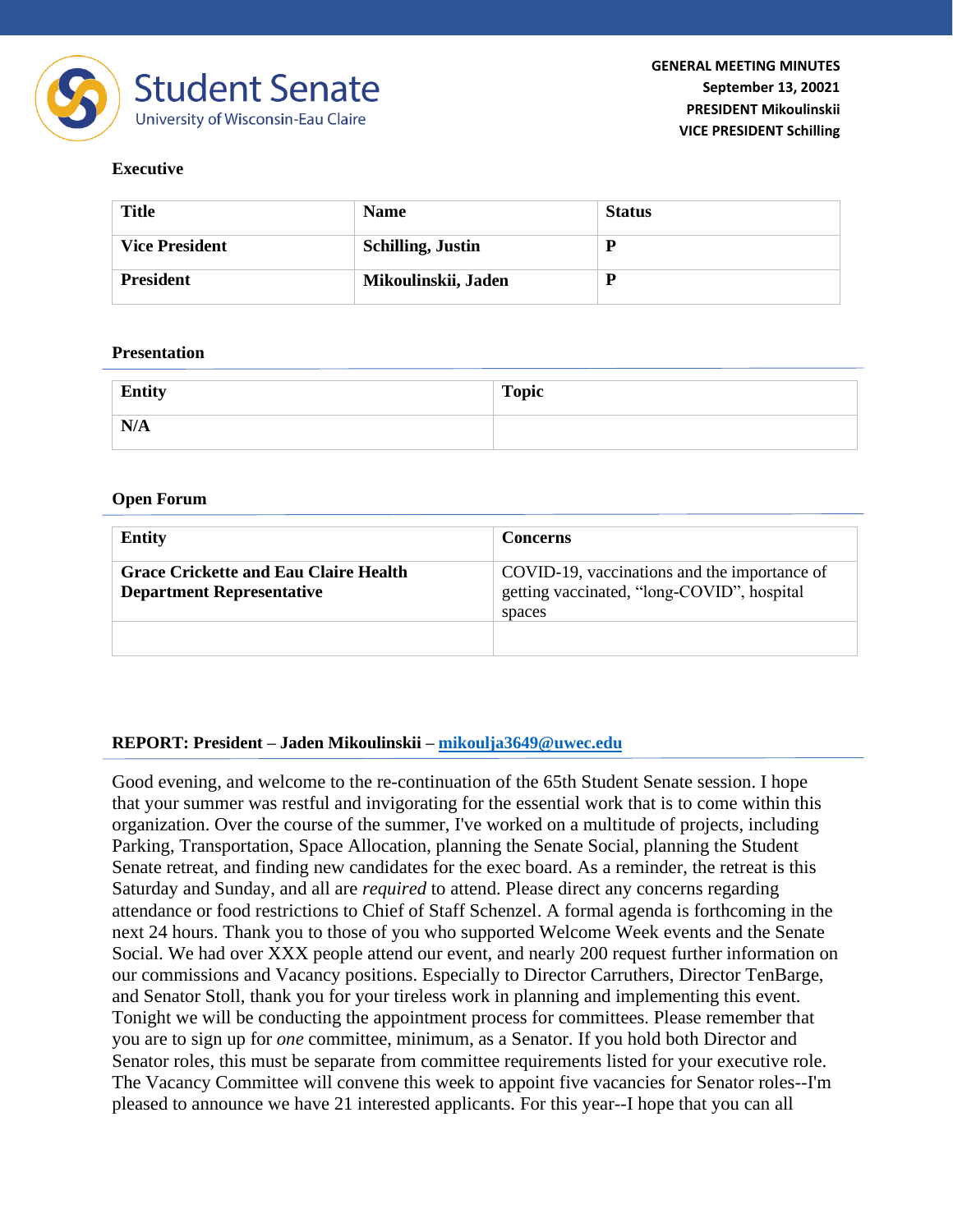**GENERAL MEETING MINUTES**
**September 13, 20021**
**PRESIDENT Mikoulinskii**
**VICE PRESIDENT Schilling**

### Executive

| Title | Name | Status |
|---|---|---|
| **Vice President** | **Schilling, Justin** | **P** |
| **President** | **Mikoulinskii, Jaden** | **P** |

### Presentation

| Entity | Topic |
|---|---|
| **N/A** | |

### Open Forum

| Entity | Concerns |
|---|---|
| **Grace Crickette and Eau Claire Health Department Representative** | COVID-19, vaccinations and the importance of getting vaccinated, "long-COVID", hospital spaces |
| | |

### REPORT: President – Jaden Mikoulinskii – mikoulja3649@uwec.edu

Good evening, and welcome to the re-continuation of the 65th Student Senate session. I hope that your summer was restful and invigorating for the essential work that is to come within this organization. Over the course of the summer, I've worked on a multitude of projects, including Parking, Transportation, Space Allocation, planning the Senate Social, planning the Student Senate retreat, and finding new candidates for the exec board. As a reminder, the retreat is this Saturday and Sunday, and all are *required* to attend. Please direct any concerns regarding attendance or food restrictions to Chief of Staff Schenzel. A formal agenda is forthcoming in the next 24 hours. Thank you to those of you who supported Welcome Week events and the Senate Social. We had over XXX people attend our event, and nearly 200 request further information on our commissions and Vacancy positions. Especially to Director Carruthers, Director TenBarge, and Senator Stoll, thank you for your tireless work in planning and implementing this event. Tonight we will be conducting the appointment process for committees. Please remember that you are to sign up for *one* committee, minimum, as a Senator. If you hold both Director and Senator roles, this must be separate from committee requirements listed for your executive role. The Vacancy Committee will convene this week to appoint five vacancies for Senator roles--I'm pleased to announce we have 21 interested applicants. For this year--I hope that you can all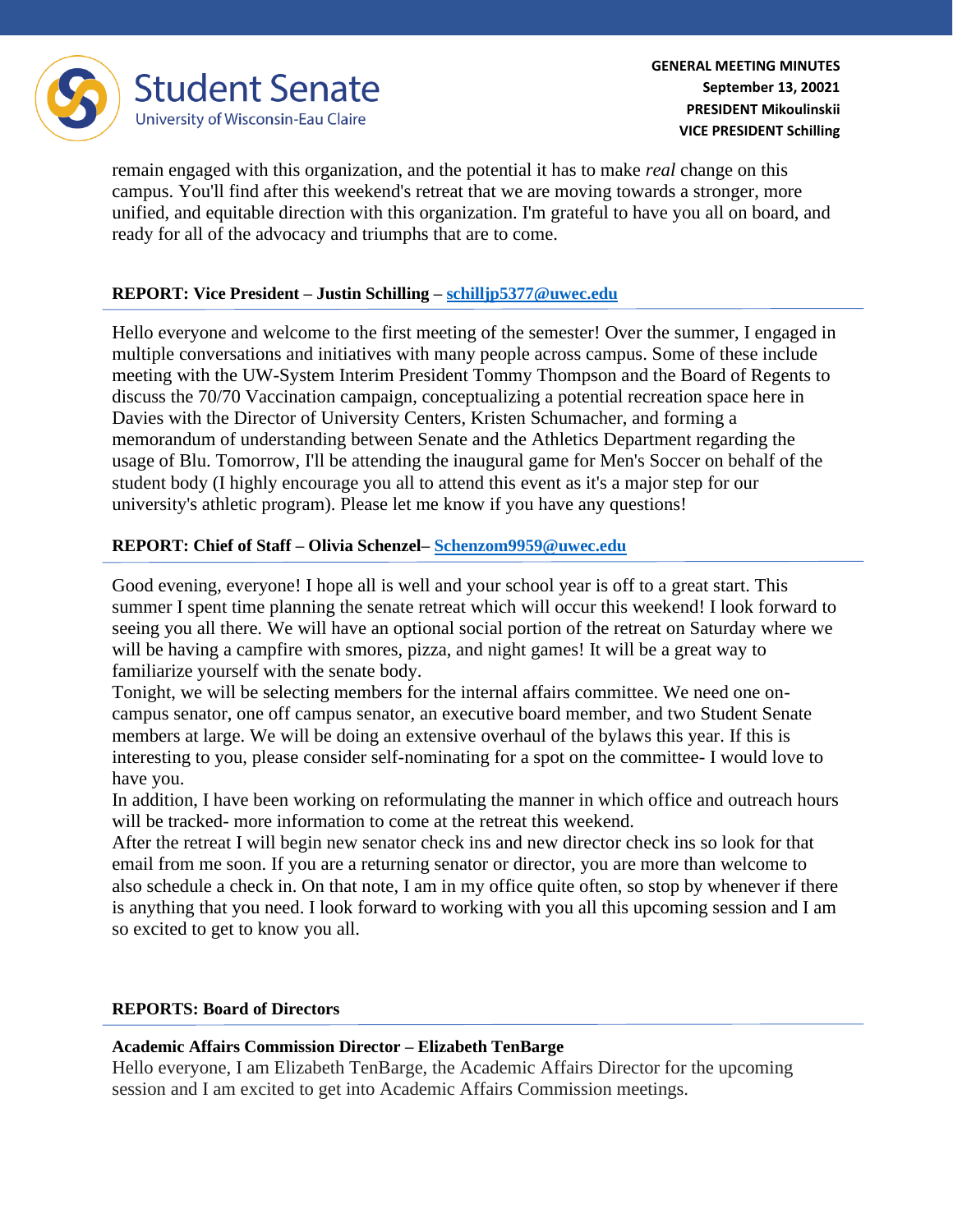remain engaged with this organization, and the potential it has to make *real* change on this campus. You'll find after this weekend's retreat that we are moving towards a stronger, more unified, and equitable direction with this organization. I'm grateful to have you all on board, and ready for all of the advocacy and triumphs that are to come.

**REPORT: Vice President – Justin Schilling – schilljp5377@uwec.edu**

Hello everyone and welcome to the first meeting of the semester! Over the summer, I engaged in multiple conversations and initiatives with many people across campus. Some of these include meeting with the UW-System Interim President Tommy Thompson and the Board of Regents to discuss the 70/70 Vaccination campaign, conceptualizing a potential recreation space here in Davies with the Director of University Centers, Kristen Schumacher, and forming a memorandum of understanding between Senate and the Athletics Department regarding the usage of Blu. Tomorrow, I'll be attending the inaugural game for Men's Soccer on behalf of the student body (I highly encourage you all to attend this event as it's a major step for our university's athletic program). Please let me know if you have any questions!

**REPORT: Chief of Staff – Olivia Schenzel– Schenzom9959@uwec.edu**

Good evening, everyone! I hope all is well and your school year is off to a great start. This summer I spent time planning the senate retreat which will occur this weekend! I look forward to seeing you all there. We will have an optional social portion of the retreat on Saturday where we will be having a campfire with smores, pizza, and night games! It will be a great way to familiarize yourself with the senate body.
Tonight, we will be selecting members for the internal affairs committee. We need one on-campus senator, one off campus senator, an executive board member, and two Student Senate members at large. We will be doing an extensive overhaul of the bylaws this year. If this is interesting to you, please consider self-nominating for a spot on the committee- I would love to have you.
In addition, I have been working on reformulating the manner in which office and outreach hours will be tracked- more information to come at the retreat this weekend.
After the retreat I will begin new senator check ins and new director check ins so look for that email from me soon. If you are a returning senator or director, you are more than welcome to also schedule a check in. On that note, I am in my office quite often, so stop by whenever if there is anything that you need. I look forward to working with you all this upcoming session and I am so excited to get to know you all.

**REPORTS: Board of Directors**

**Academic Affairs Commission Director – Elizabeth TenBarge**
Hello everyone, I am Elizabeth TenBarge, the Academic Affairs Director for the upcoming session and I am excited to get into Academic Affairs Commission meetings.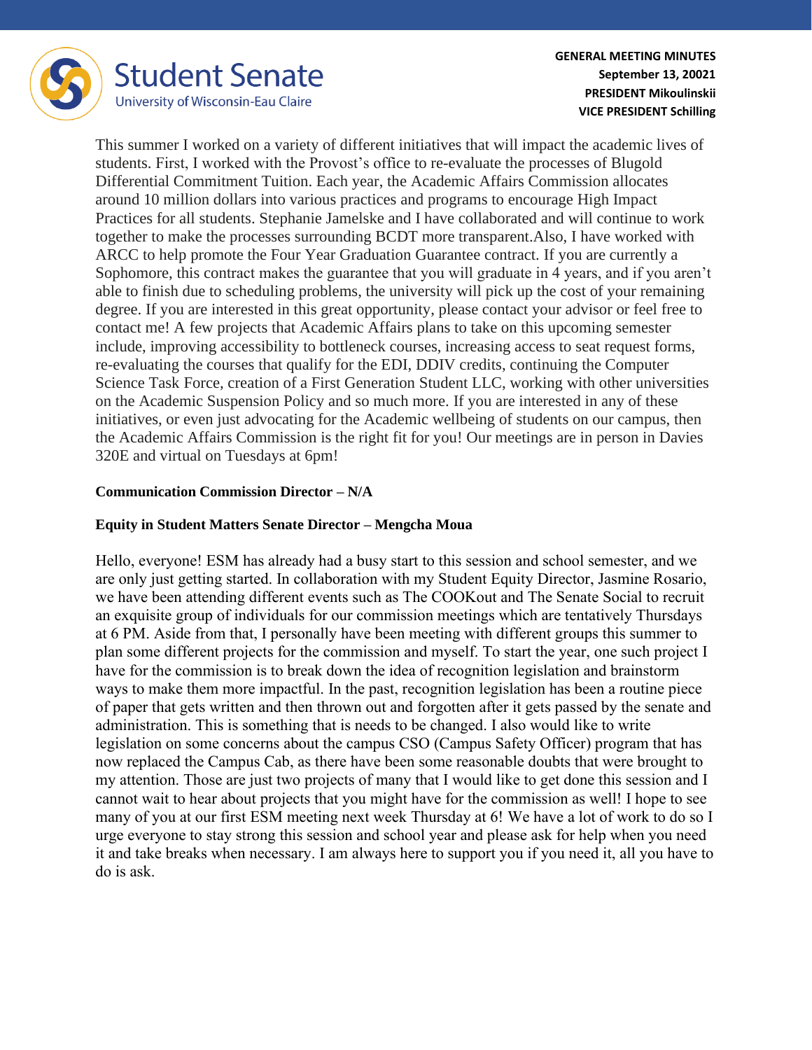This summer I worked on a variety of different initiatives that will impact the academic lives of students. First, I worked with the Provost's office to re-evaluate the processes of Blugold Differential Commitment Tuition. Each year, the Academic Affairs Commission allocates around 10 million dollars into various practices and programs to encourage High Impact Practices for all students. Stephanie Jamelske and I have collaborated and will continue to work together to make the processes surrounding BCDT more transparent.Also, I have worked with ARCC to help promote the Four Year Graduation Guarantee contract. If you are currently a Sophomore, this contract makes the guarantee that you will graduate in 4 years, and if you aren't able to finish due to scheduling problems, the university will pick up the cost of your remaining degree. If you are interested in this great opportunity, please contact your advisor or feel free to contact me! A few projects that Academic Affairs plans to take on this upcoming semester include, improving accessibility to bottleneck courses, increasing access to seat request forms, re-evaluating the courses that qualify for the EDI, DDIV credits, continuing the Computer Science Task Force, creation of a First Generation Student LLC, working with other universities on the Academic Suspension Policy and so much more. If you are interested in any of these initiatives, or even just advocating for the Academic wellbeing of students on our campus, then the Academic Affairs Commission is the right fit for you! Our meetings are in person in Davies 320E and virtual on Tuesdays at 6pm!

**Communication Commission Director – N/A**

**Equity in Student Matters Senate Director – Mengcha Moua**

Hello, everyone! ESM has already had a busy start to this session and school semester, and we are only just getting started. In collaboration with my Student Equity Director, Jasmine Rosario, we have been attending different events such as The COOKout and The Senate Social to recruit an exquisite group of individuals for our commission meetings which are tentatively Thursdays at 6 PM. Aside from that, I personally have been meeting with different groups this summer to plan some different projects for the commission and myself. To start the year, one such project I have for the commission is to break down the idea of recognition legislation and brainstorm ways to make them more impactful. In the past, recognition legislation has been a routine piece of paper that gets written and then thrown out and forgotten after it gets passed by the senate and administration. This is something that is needs to be changed. I also would like to write legislation on some concerns about the campus CSO (Campus Safety Officer) program that has now replaced the Campus Cab, as there have been some reasonable doubts that were brought to my attention. Those are just two projects of many that I would like to get done this session and I cannot wait to hear about projects that you might have for the commission as well! I hope to see many of you at our first ESM meeting next week Thursday at 6! We have a lot of work to do so I urge everyone to stay strong this session and school year and please ask for help when you need it and take breaks when necessary. I am always here to support you if you need it, all you have to do is ask.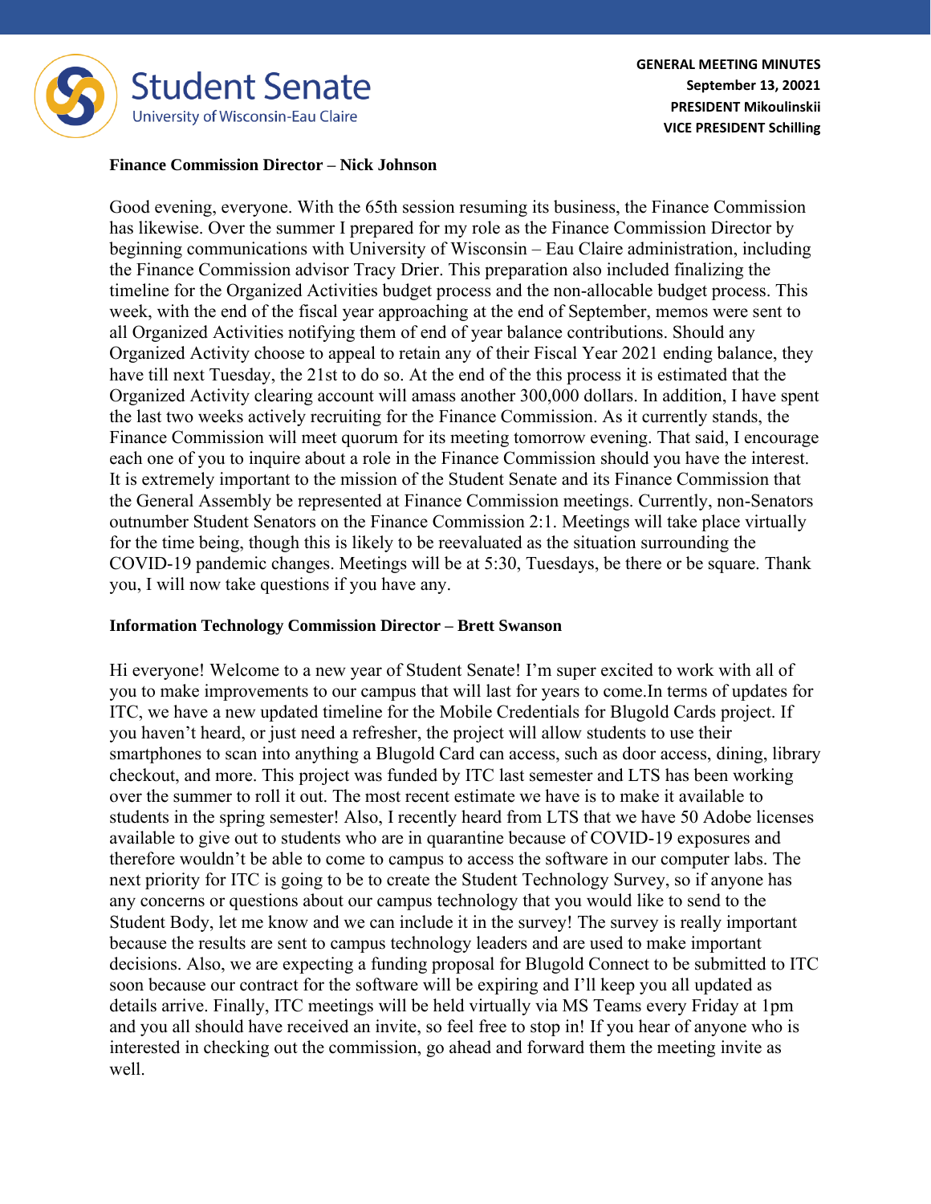**Finance Commission Director – Nick Johnson**

Good evening, everyone. With the 65th session resuming its business, the Finance Commission has likewise. Over the summer I prepared for my role as the Finance Commission Director by beginning communications with University of Wisconsin – Eau Claire administration, including the Finance Commission advisor Tracy Drier. This preparation also included finalizing the timeline for the Organized Activities budget process and the non-allocable budget process. This week, with the end of the fiscal year approaching at the end of September, memos were sent to all Organized Activities notifying them of end of year balance contributions. Should any Organized Activity choose to appeal to retain any of their Fiscal Year 2021 ending balance, they have till next Tuesday, the 21st to do so. At the end of the this process it is estimated that the Organized Activity clearing account will amass another 300,000 dollars. In addition, I have spent the last two weeks actively recruiting for the Finance Commission. As it currently stands, the Finance Commission will meet quorum for its meeting tomorrow evening. That said, I encourage each one of you to inquire about a role in the Finance Commission should you have the interest. It is extremely important to the mission of the Student Senate and its Finance Commission that the General Assembly be represented at Finance Commission meetings. Currently, non-Senators outnumber Student Senators on the Finance Commission 2:1. Meetings will take place virtually for the time being, though this is likely to be reevaluated as the situation surrounding the COVID-19 pandemic changes. Meetings will be at 5:30, Tuesdays, be there or be square. Thank you, I will now take questions if you have any.

**Information Technology Commission Director – Brett Swanson**

Hi everyone! Welcome to a new year of Student Senate! I'm super excited to work with all of you to make improvements to our campus that will last for years to come.In terms of updates for ITC, we have a new updated timeline for the Mobile Credentials for Blugold Cards project. If you haven't heard, or just need a refresher, the project will allow students to use their smartphones to scan into anything a Blugold Card can access, such as door access, dining, library checkout, and more. This project was funded by ITC last semester and LTS has been working over the summer to roll it out. The most recent estimate we have is to make it available to students in the spring semester! Also, I recently heard from LTS that we have 50 Adobe licenses available to give out to students who are in quarantine because of COVID-19 exposures and therefore wouldn't be able to come to campus to access the software in our computer labs. The next priority for ITC is going to be to create the Student Technology Survey, so if anyone has any concerns or questions about our campus technology that you would like to send to the Student Body, let me know and we can include it in the survey! The survey is really important because the results are sent to campus technology leaders and are used to make important decisions. Also, we are expecting a funding proposal for Blugold Connect to be submitted to ITC soon because our contract for the software will be expiring and I'll keep you all updated as details arrive. Finally, ITC meetings will be held virtually via MS Teams every Friday at 1pm and you all should have received an invite, so feel free to stop in! If you hear of anyone who is interested in checking out the commission, go ahead and forward them the meeting invite as well.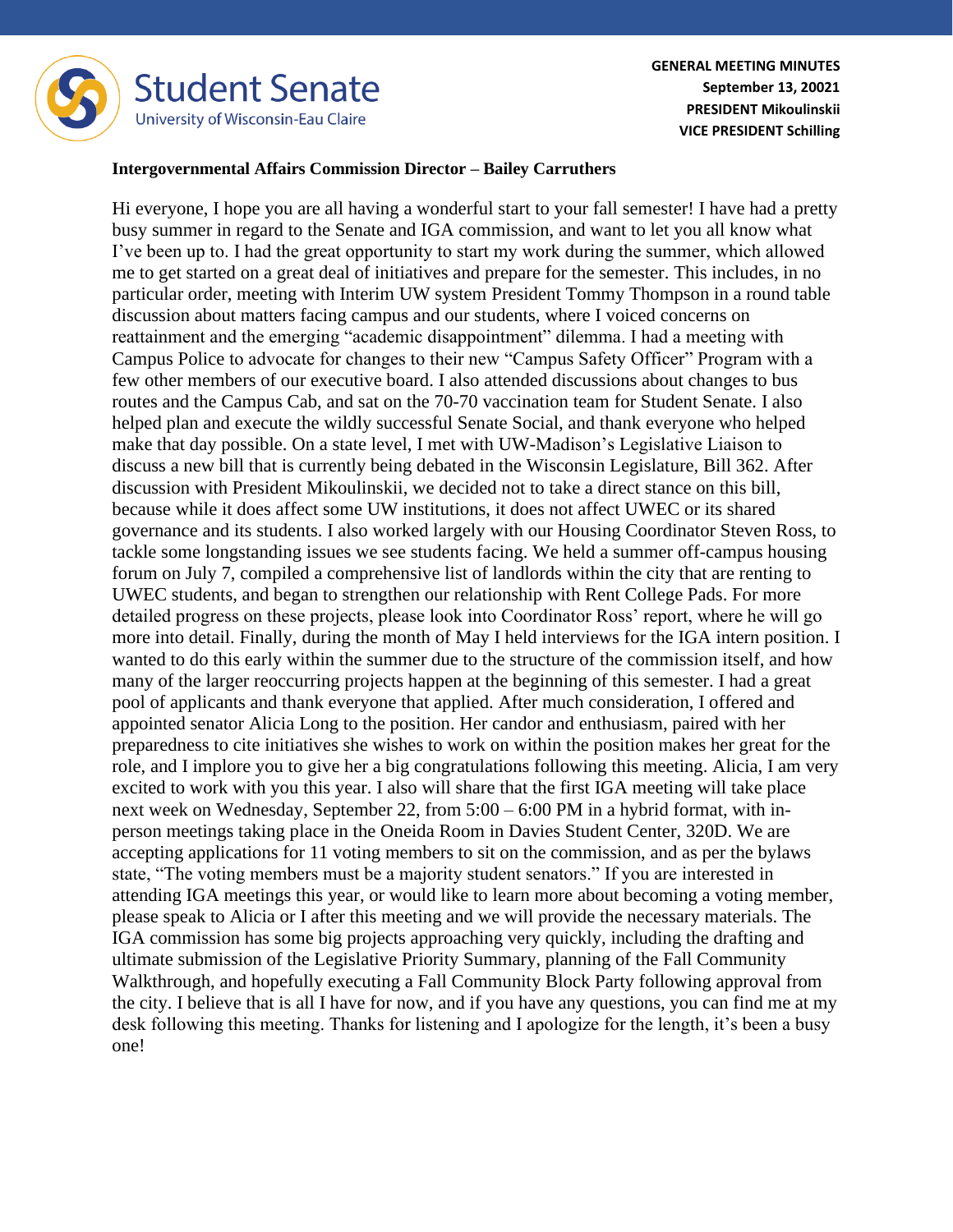**Intergovernmental Affairs Commission Director – Bailey Carruthers**

Hi everyone, I hope you are all having a wonderful start to your fall semester! I have had a pretty busy summer in regard to the Senate and IGA commission, and want to let you all know what I've been up to. I had the great opportunity to start my work during the summer, which allowed me to get started on a great deal of initiatives and prepare for the semester. This includes, in no particular order, meeting with Interim UW system President Tommy Thompson in a round table discussion about matters facing campus and our students, where I voiced concerns on reattainment and the emerging "academic disappointment" dilemma. I had a meeting with Campus Police to advocate for changes to their new "Campus Safety Officer" Program with a few other members of our executive board. I also attended discussions about changes to bus routes and the Campus Cab, and sat on the 70-70 vaccination team for Student Senate. I also helped plan and execute the wildly successful Senate Social, and thank everyone who helped make that day possible. On a state level, I met with UW-Madison's Legislative Liaison to discuss a new bill that is currently being debated in the Wisconsin Legislature, Bill 362. After discussion with President Mikoulinskii, we decided not to take a direct stance on this bill, because while it does affect some UW institutions, it does not affect UWEC or its shared governance and its students. I also worked largely with our Housing Coordinator Steven Ross, to tackle some longstanding issues we see students facing. We held a summer off-campus housing forum on July 7, compiled a comprehensive list of landlords within the city that are renting to UWEC students, and began to strengthen our relationship with Rent College Pads. For more detailed progress on these projects, please look into Coordinator Ross' report, where he will go more into detail. Finally, during the month of May I held interviews for the IGA intern position. I wanted to do this early within the summer due to the structure of the commission itself, and how many of the larger reoccurring projects happen at the beginning of this semester. I had a great pool of applicants and thank everyone that applied. After much consideration, I offered and appointed senator Alicia Long to the position. Her candor and enthusiasm, paired with her preparedness to cite initiatives she wishes to work on within the position makes her great for the role, and I implore you to give her a big congratulations following this meeting. Alicia, I am very excited to work with you this year. I also will share that the first IGA meeting will take place next week on Wednesday, September 22, from 5:00 – 6:00 PM in a hybrid format, with in-person meetings taking place in the Oneida Room in Davies Student Center, 320D. We are accepting applications for 11 voting members to sit on the commission, and as per the bylaws state, "The voting members must be a majority student senators." If you are interested in attending IGA meetings this year, or would like to learn more about becoming a voting member, please speak to Alicia or I after this meeting and we will provide the necessary materials. The IGA commission has some big projects approaching very quickly, including the drafting and ultimate submission of the Legislative Priority Summary, planning of the Fall Community Walkthrough, and hopefully executing a Fall Community Block Party following approval from the city. I believe that is all I have for now, and if you have any questions, you can find me at my desk following this meeting. Thanks for listening and I apologize for the length, it's been a busy one!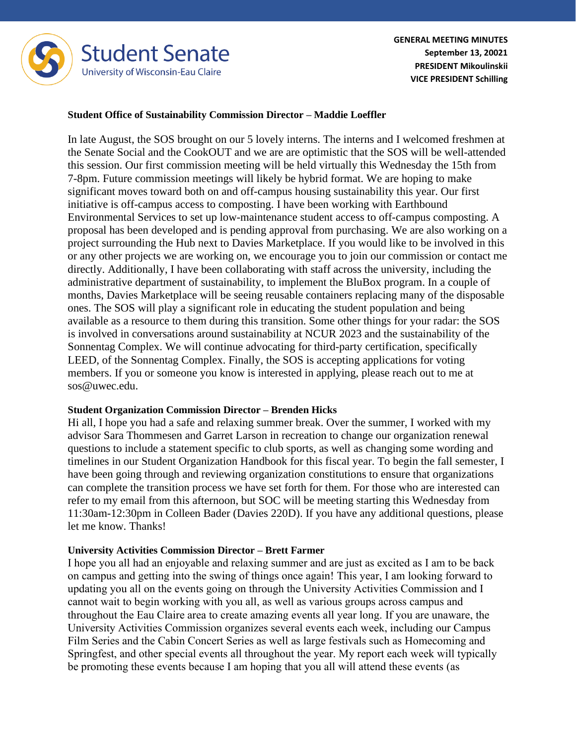**Student Office of Sustainability Commission Director – Maddie Loeffler**

In late August, the SOS brought on our 5 lovely interns. The interns and I welcomed freshmen at the Senate Social and the CookOUT and we are are optimistic that the SOS will be well-attended this session. Our first commission meeting will be held virtually this Wednesday the 15th from 7-8pm. Future commission meetings will likely be hybrid format. We are hoping to make significant moves toward both on and off-campus housing sustainability this year. Our first initiative is off-campus access to composting. I have been working with Earthbound Environmental Services to set up low-maintenance student access to off-campus composting. A proposal has been developed and is pending approval from purchasing. We are also working on a project surrounding the Hub next to Davies Marketplace. If you would like to be involved in this or any other projects we are working on, we encourage you to join our commission or contact me directly. Additionally, I have been collaborating with staff across the university, including the administrative department of sustainability, to implement the BluBox program. In a couple of months, Davies Marketplace will be seeing reusable containers replacing many of the disposable ones. The SOS will play a significant role in educating the student population and being available as a resource to them during this transition. Some other things for your radar: the SOS is involved in conversations around sustainability at NCUR 2023 and the sustainability of the Sonnentag Complex. We will continue advocating for third-party certification, specifically LEED, of the Sonnentag Complex. Finally, the SOS is accepting applications for voting members. If you or someone you know is interested in applying, please reach out to me at sos@uwec.edu.

**Student Organization Commission Director – Brenden Hicks**

Hi all, I hope you had a safe and relaxing summer break. Over the summer, I worked with my advisor Sara Thommesen and Garret Larson in recreation to change our organization renewal questions to include a statement specific to club sports, as well as changing some wording and timelines in our Student Organization Handbook for this fiscal year. To begin the fall semester, I have been going through and reviewing organization constitutions to ensure that organizations can complete the transition process we have set forth for them. For those who are interested can refer to my email from this afternoon, but SOC will be meeting starting this Wednesday from 11:30am-12:30pm in Colleen Bader (Davies 220D). If you have any additional questions, please let me know. Thanks!

**University Activities Commission Director – Brett Farmer**

I hope you all had an enjoyable and relaxing summer and are just as excited as I am to be back on campus and getting into the swing of things once again! This year, I am looking forward to updating you all on the events going on through the University Activities Commission and I cannot wait to begin working with you all, as well as various groups across campus and throughout the Eau Claire area to create amazing events all year long. If you are unaware, the University Activities Commission organizes several events each week, including our Campus Film Series and the Cabin Concert Series as well as large festivals such as Homecoming and Springfest, and other special events all throughout the year. My report each week will typically be promoting these events because I am hoping that you all will attend these events (as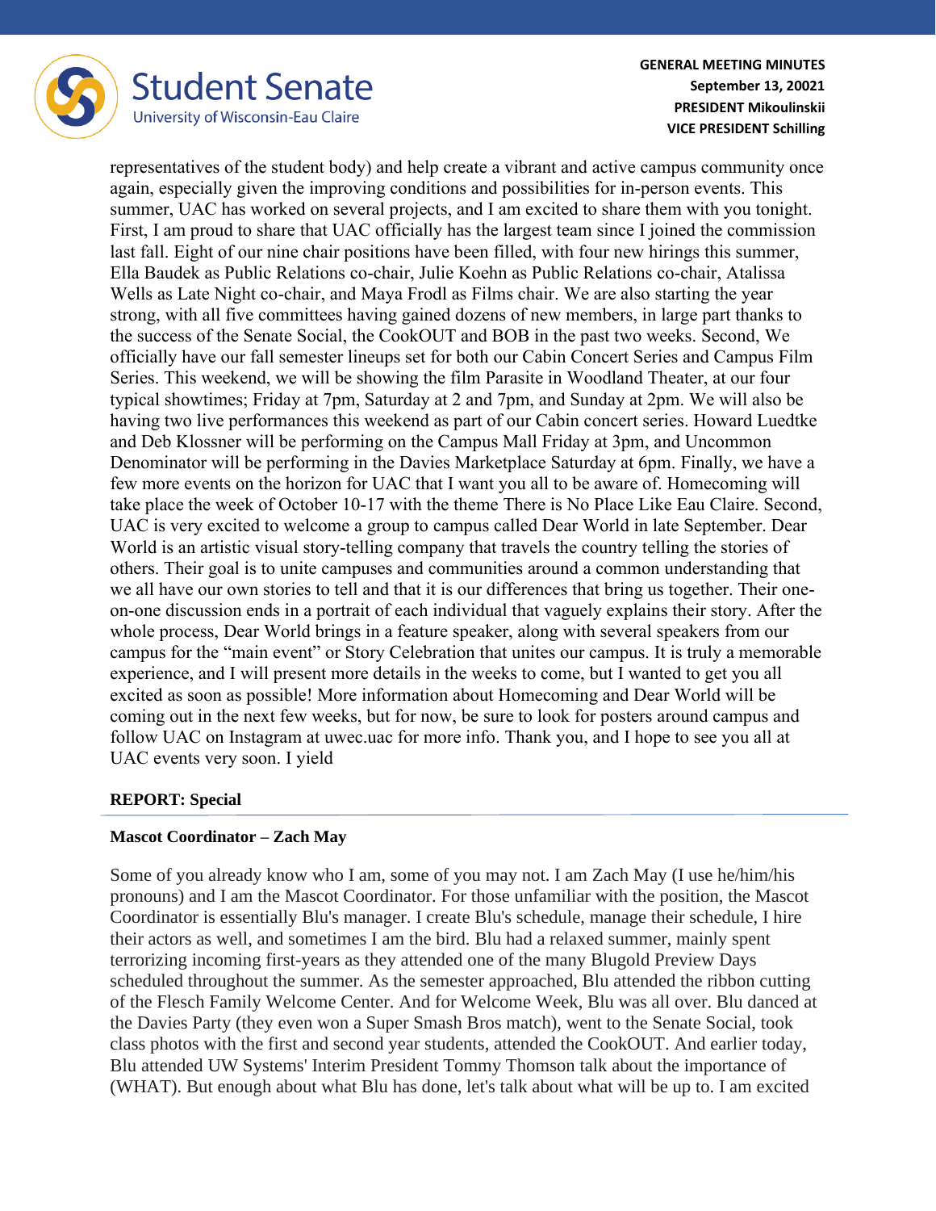representatives of the student body) and help create a vibrant and active campus community once again, especially given the improving conditions and possibilities for in-person events. This summer, UAC has worked on several projects, and I am excited to share them with you tonight. First, I am proud to share that UAC officially has the largest team since I joined the commission last fall. Eight of our nine chair positions have been filled, with four new hirings this summer, Ella Baudek as Public Relations co-chair, Julie Koehn as Public Relations co-chair, Atalissa Wells as Late Night co-chair, and Maya Frodl as Films chair. We are also starting the year strong, with all five committees having gained dozens of new members, in large part thanks to the success of the Senate Social, the CookOUT and BOB in the past two weeks. Second, We officially have our fall semester lineups set for both our Cabin Concert Series and Campus Film Series. This weekend, we will be showing the film Parasite in Woodland Theater, at our four typical showtimes; Friday at 7pm, Saturday at 2 and 7pm, and Sunday at 2pm. We will also be having two live performances this weekend as part of our Cabin concert series. Howard Luedtke and Deb Klossner will be performing on the Campus Mall Friday at 3pm, and Uncommon Denominator will be performing in the Davies Marketplace Saturday at 6pm. Finally, we have a few more events on the horizon for UAC that I want you all to be aware of. Homecoming will take place the week of October 10-17 with the theme There is No Place Like Eau Claire. Second, UAC is very excited to welcome a group to campus called Dear World in late September. Dear World is an artistic visual story-telling company that travels the country telling the stories of others. Their goal is to unite campuses and communities around a common understanding that we all have our own stories to tell and that it is our differences that bring us together. Their one-on-one discussion ends in a portrait of each individual that vaguely explains their story. After the whole process, Dear World brings in a feature speaker, along with several speakers from our campus for the "main event" or Story Celebration that unites our campus. It is truly a memorable experience, and I will present more details in the weeks to come, but I wanted to get you all excited as soon as possible! More information about Homecoming and Dear World will be coming out in the next few weeks, but for now, be sure to look for posters around campus and follow UAC on Instagram at uwec.uac for more info. Thank you, and I hope to see you all at UAC events very soon. I yield

## REPORT: Special

### Mascot Coordinator – Zach May

Some of you already know who I am, some of you may not. I am Zach May (I use he/him/his pronouns) and I am the Mascot Coordinator. For those unfamiliar with the position, the Mascot Coordinator is essentially Blu's manager. I create Blu's schedule, manage their schedule, I hire their actors as well, and sometimes I am the bird. Blu had a relaxed summer, mainly spent terrorizing incoming first-years as they attended one of the many Blugold Preview Days scheduled throughout the summer. As the semester approached, Blu attended the ribbon cutting of the Flesch Family Welcome Center. And for Welcome Week, Blu was all over. Blu danced at the Davies Party (they even won a Super Smash Bros match), went to the Senate Social, took class photos with the first and second year students, attended the CookOUT. And earlier today, Blu attended UW Systems' Interim President Tommy Thomson talk about the importance of (WHAT). But enough about what Blu has done, let's talk about what will be up to. I am excited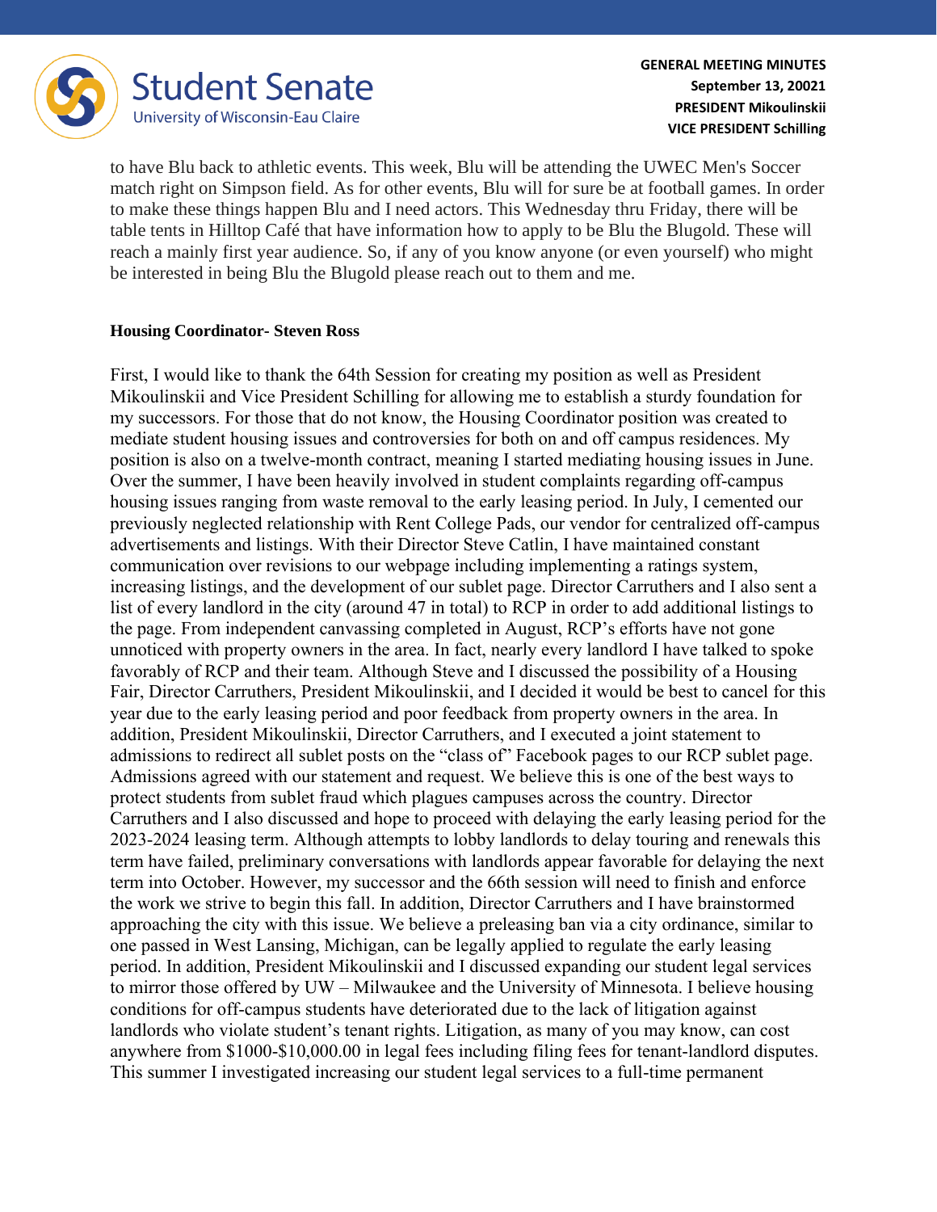to have Blu back to athletic events. This week, Blu will be attending the UWEC Men's Soccer match right on Simpson field. As for other events, Blu will for sure be at football games. In order to make these things happen Blu and I need actors. This Wednesday thru Friday, there will be table tents in Hilltop Café that have information how to apply to be Blu the Blugold. These will reach a mainly first year audience. So, if any of you know anyone (or even yourself) who might be interested in being Blu the Blugold please reach out to them and me.

**Housing Coordinator- Steven Ross**

First, I would like to thank the 64th Session for creating my position as well as President Mikoulinskii and Vice President Schilling for allowing me to establish a sturdy foundation for my successors. For those that do not know, the Housing Coordinator position was created to mediate student housing issues and controversies for both on and off campus residences. My position is also on a twelve-month contract, meaning I started mediating housing issues in June. Over the summer, I have been heavily involved in student complaints regarding off-campus housing issues ranging from waste removal to the early leasing period. In July, I cemented our previously neglected relationship with Rent College Pads, our vendor for centralized off-campus advertisements and listings. With their Director Steve Catlin, I have maintained constant communication over revisions to our webpage including implementing a ratings system, increasing listings, and the development of our sublet page. Director Carruthers and I also sent a list of every landlord in the city (around 47 in total) to RCP in order to add additional listings to the page. From independent canvassing completed in August, RCP's efforts have not gone unnoticed with property owners in the area. In fact, nearly every landlord I have talked to spoke favorably of RCP and their team. Although Steve and I discussed the possibility of a Housing Fair, Director Carruthers, President Mikoulinskii, and I decided it would be best to cancel for this year due to the early leasing period and poor feedback from property owners in the area. In addition, President Mikoulinskii, Director Carruthers, and I executed a joint statement to admissions to redirect all sublet posts on the "class of" Facebook pages to our RCP sublet page. Admissions agreed with our statement and request. We believe this is one of the best ways to protect students from sublet fraud which plagues campuses across the country. Director Carruthers and I also discussed and hope to proceed with delaying the early leasing period for the 2023-2024 leasing term. Although attempts to lobby landlords to delay touring and renewals this term have failed, preliminary conversations with landlords appear favorable for delaying the next term into October. However, my successor and the 66th session will need to finish and enforce the work we strive to begin this fall. In addition, Director Carruthers and I have brainstormed approaching the city with this issue. We believe a preleasing ban via a city ordinance, similar to one passed in West Lansing, Michigan, can be legally applied to regulate the early leasing period. In addition, President Mikoulinskii and I discussed expanding our student legal services to mirror those offered by UW – Milwaukee and the University of Minnesota. I believe housing conditions for off-campus students have deteriorated due to the lack of litigation against landlords who violate student's tenant rights. Litigation, as many of you may know, can cost anywhere from $1000-$10,000.00 in legal fees including filing fees for tenant-landlord disputes. This summer I investigated increasing our student legal services to a full-time permanent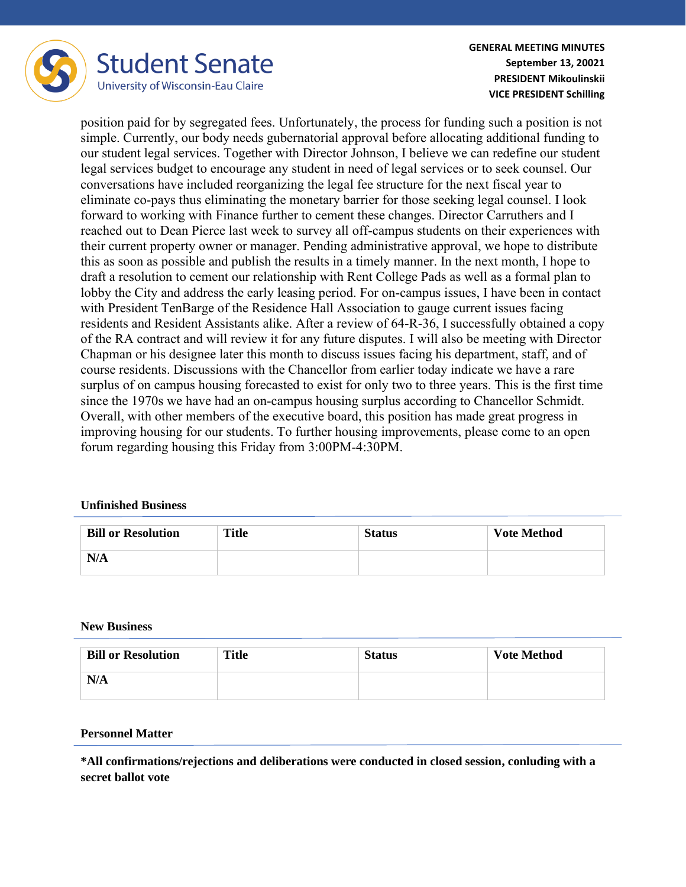position paid for by segregated fees. Unfortunately, the process for funding such a position is not simple. Currently, our body needs gubernatorial approval before allocating additional funding to our student legal services. Together with Director Johnson, I believe we can redefine our student legal services budget to encourage any student in need of legal services or to seek counsel. Our conversations have included reorganizing the legal fee structure for the next fiscal year to eliminate co-pays thus eliminating the monetary barrier for those seeking legal counsel. I look forward to working with Finance further to cement these changes. Director Carruthers and I reached out to Dean Pierce last week to survey all off-campus students on their experiences with their current property owner or manager. Pending administrative approval, we hope to distribute this as soon as possible and publish the results in a timely manner. In the next month, I hope to draft a resolution to cement our relationship with Rent College Pads as well as a formal plan to lobby the City and address the early leasing period. For on-campus issues, I have been in contact with President TenBarge of the Residence Hall Association to gauge current issues facing residents and Resident Assistants alike. After a review of 64-R-36, I successfully obtained a copy of the RA contract and will review it for any future disputes. I will also be meeting with Director Chapman or his designee later this month to discuss issues facing his department, staff, and of course residents. Discussions with the Chancellor from earlier today indicate we have a rare surplus of on campus housing forecasted to exist for only two to three years. This is the first time since the 1970s we have had an on-campus housing surplus according to Chancellor Schmidt. Overall, with other members of the executive board, this position has made great progress in improving housing for our students. To further housing improvements, please come to an open forum regarding housing this Friday from 3:00PM-4:30PM.

### Unfinished Business

| Bill or Resolution | Title | Status | Vote Method |
|---|---|---|---|
| **N/A** | | | |

### New Business

| Bill or Resolution | Title | Status | Vote Method |
|---|---|---|---|
| **N/A** | | | |

### Personnel Matter

**\*All confirmations/rejections and deliberations were conducted in closed session, conluding with a secret ballot vote**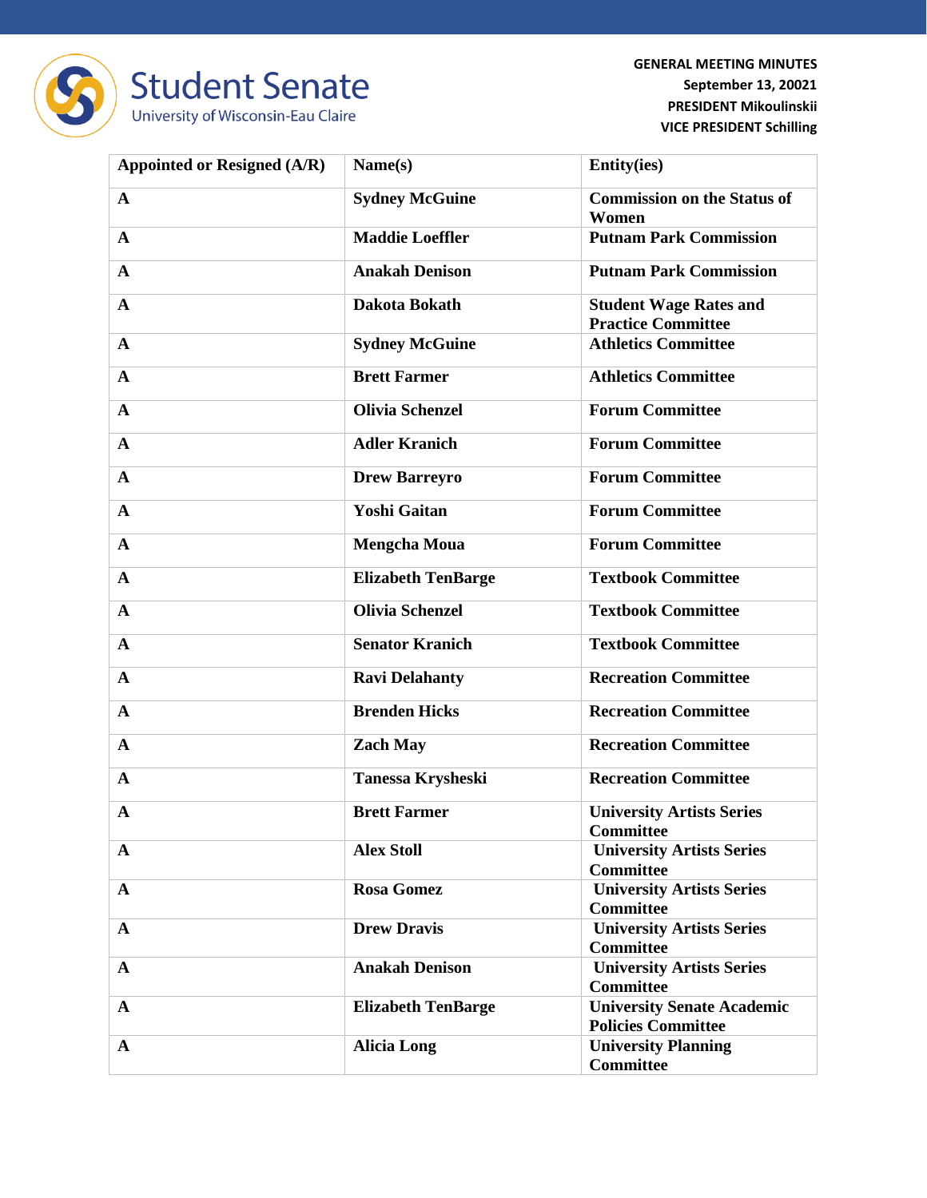| Appointed or Resigned (A/R) | Name(s) | Entity(ies) |
|---|---|---|
| A | Sydney McGuine | Commission on the Status of Women |
| A | Maddie Loeffler | Putnam Park Commission |
| A | Anakah Denison | Putnam Park Commission |
| A | Dakota Bokath | Student Wage Rates and Practice Committee |
| A | Sydney McGuine | Athletics Committee |
| A | Brett Farmer | Athletics Committee |
| A | Olivia Schenzel | Forum Committee |
| A | Adler Kranich | Forum Committee |
| A | Drew Barreyro | Forum Committee |
| A | Yoshi Gaitan | Forum Committee |
| A | Mengcha Moua | Forum Committee |
| A | Elizabeth TenBarge | Textbook Committee |
| A | Olivia Schenzel | Textbook Committee |
| A | Senator Kranich | Textbook Committee |
| A | Ravi Delahanty | Recreation Committee |
| A | Brenden Hicks | Recreation Committee |
| A | Zach May | Recreation Committee |
| A | Tanessa Krysheski | Recreation Committee |
| A | Brett Farmer | University Artists Series Committee |
| A | Alex Stoll | University Artists Series Committee |
| A | Rosa Gomez | University Artists Series Committee |
| A | Drew Dravis | University Artists Series Committee |
| A | Anakah Denison | University Artists Series Committee |
| A | Elizabeth TenBarge | University Senate Academic Policies Committee |
| A | Alicia Long | University Planning Committee |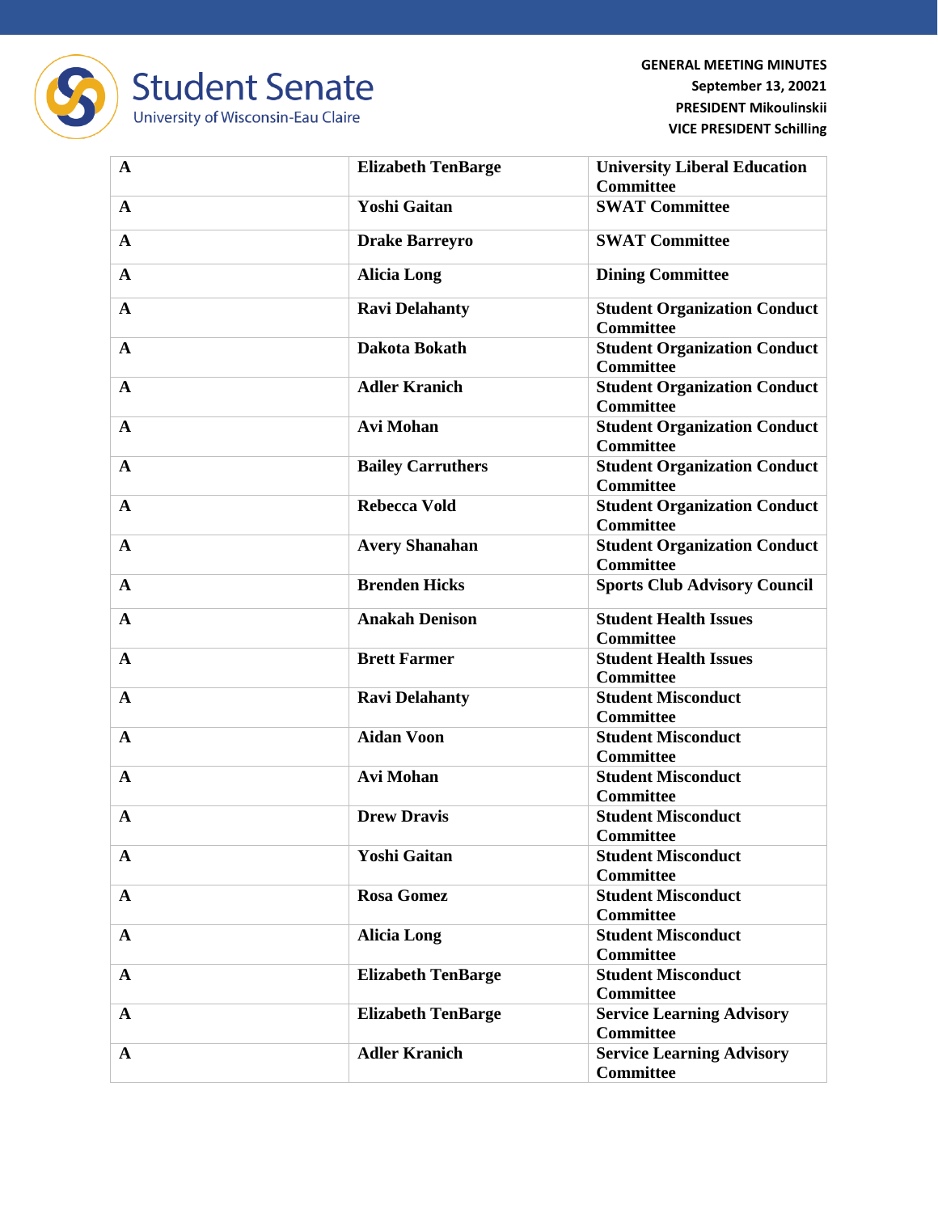| A | Elizabeth TenBarge | University Liberal Education Committee |
|---|---|---|
| A | Yoshi Gaitan | SWAT Committee |
| A | Drake Barreyro | SWAT Committee |
| A | Alicia Long | Dining Committee |
| A | Ravi Delahanty | Student Organization Conduct Committee |
| A | Dakota Bokath | Student Organization Conduct Committee |
| A | Adler Kranich | Student Organization Conduct Committee |
| A | Avi Mohan | Student Organization Conduct Committee |
| A | Bailey Carruthers | Student Organization Conduct Committee |
| A | Rebecca Vold | Student Organization Conduct Committee |
| A | Avery Shanahan | Student Organization Conduct Committee |
| A | Brenden Hicks | Sports Club Advisory Council |
| A | Anakah Denison | Student Health Issues Committee |
| A | Brett Farmer | Student Health Issues Committee |
| A | Ravi Delahanty | Student Misconduct Committee |
| A | Aidan Voon | Student Misconduct Committee |
| A | Avi Mohan | Student Misconduct Committee |
| A | Drew Dravis | Student Misconduct Committee |
| A | Yoshi Gaitan | Student Misconduct Committee |
| A | Rosa Gomez | Student Misconduct Committee |
| A | Alicia Long | Student Misconduct Committee |
| A | Elizabeth TenBarge | Student Misconduct Committee |
| A | Elizabeth TenBarge | Service Learning Advisory Committee |
| A | Adler Kranich | Service Learning Advisory Committee |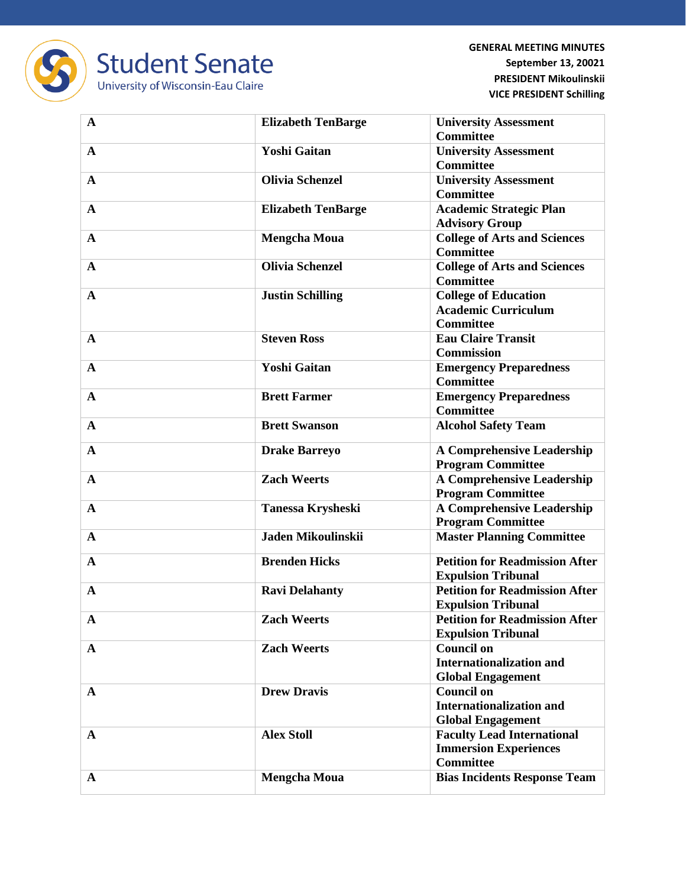| A | Elizabeth TenBarge | University Assessment Committee |
|---|---|---|
| A | Yoshi Gaitan | University Assessment Committee |
| A | Olivia Schenzel | University Assessment Committee |
| A | Elizabeth TenBarge | Academic Strategic Plan Advisory Group |
| A | Mengcha Moua | College of Arts and Sciences Committee |
| A | Olivia Schenzel | College of Arts and Sciences Committee |
| A | Justin Schilling | College of Education Academic Curriculum Committee |
| A | Steven Ross | Eau Claire Transit Commission |
| A | Yoshi Gaitan | Emergency Preparedness Committee |
| A | Brett Farmer | Emergency Preparedness Committee |
| A | Brett Swanson | Alcohol Safety Team |
| A | Drake Barreyo | A Comprehensive Leadership Program Committee |
| A | Zach Weerts | A Comprehensive Leadership Program Committee |
| A | Tanessa Krysheski | A Comprehensive Leadership Program Committee |
| A | Jaden Mikoulinskii | Master Planning Committee |
| A | Brenden Hicks | Petition for Readmission After Expulsion Tribunal |
| A | Ravi Delahanty | Petition for Readmission After Expulsion Tribunal |
| A | Zach Weerts | Petition for Readmission After Expulsion Tribunal |
| A | Zach Weerts | Council on Internationalization and Global Engagement |
| A | Drew Dravis | Council on Internationalization and Global Engagement |
| A | Alex Stoll | Faculty Lead International Immersion Experiences Committee |
| A | Mengcha Moua | Bias Incidents Response Team |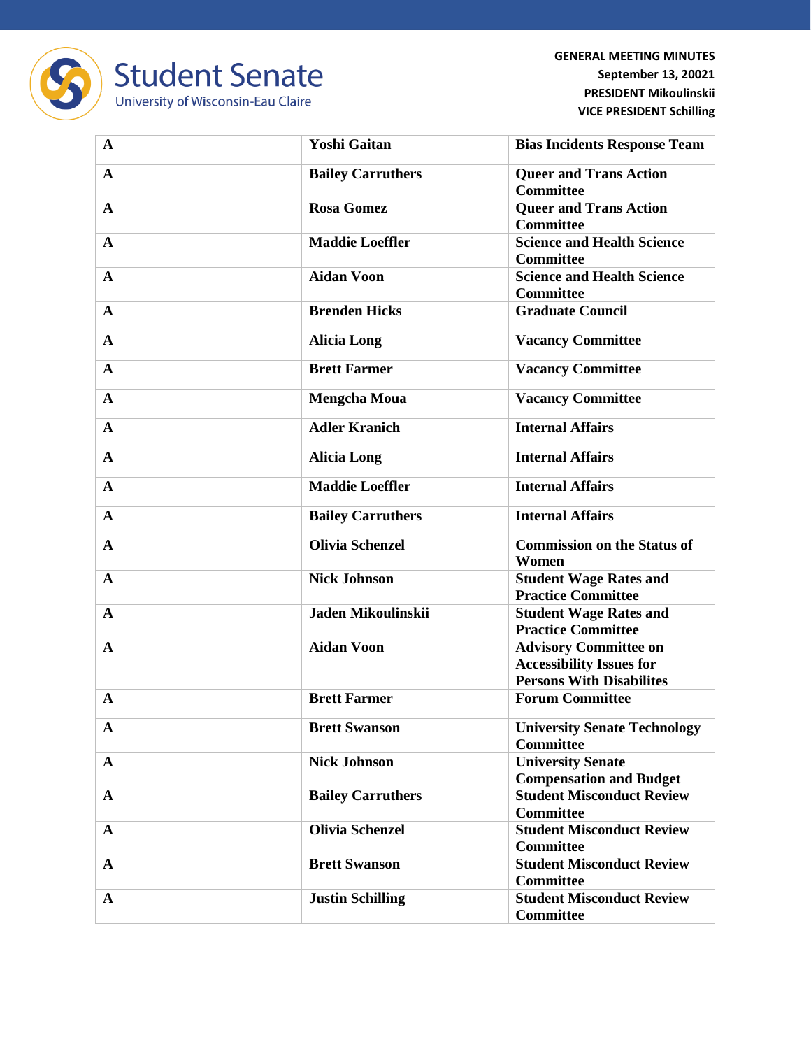| A | Yoshi Gaitan | Bias Incidents Response Team |
|---|---|---|
| A | Bailey Carruthers | Queer and Trans Action Committee |
| A | Rosa Gomez | Queer and Trans Action Committee |
| A | Maddie Loeffler | Science and Health Science Committee |
| A | Aidan Voon | Science and Health Science Committee |
| A | Brenden Hicks | Graduate Council |
| A | Alicia Long | Vacancy Committee |
| A | Brett Farmer | Vacancy Committee |
| A | Mengcha Moua | Vacancy Committee |
| A | Adler Kranich | Internal Affairs |
| A | Alicia Long | Internal Affairs |
| A | Maddie Loeffler | Internal Affairs |
| A | Bailey Carruthers | Internal Affairs |
| A | Olivia Schenzel | Commission on the Status of Women |
| A | Nick Johnson | Student Wage Rates and Practice Committee |
| A | Jaden Mikoulinskii | Student Wage Rates and Practice Committee |
| A | Aidan Voon | Advisory Committee on Accessibility Issues for Persons With Disabilites |
| A | Brett Farmer | Forum Committee |
| A | Brett Swanson | University Senate Technology Committee |
| A | Nick Johnson | University Senate Compensation and Budget |
| A | Bailey Carruthers | Student Misconduct Review Committee |
| A | Olivia Schenzel | Student Misconduct Review Committee |
| A | Brett Swanson | Student Misconduct Review Committee |
| A | Justin Schilling | Student Misconduct Review Committee |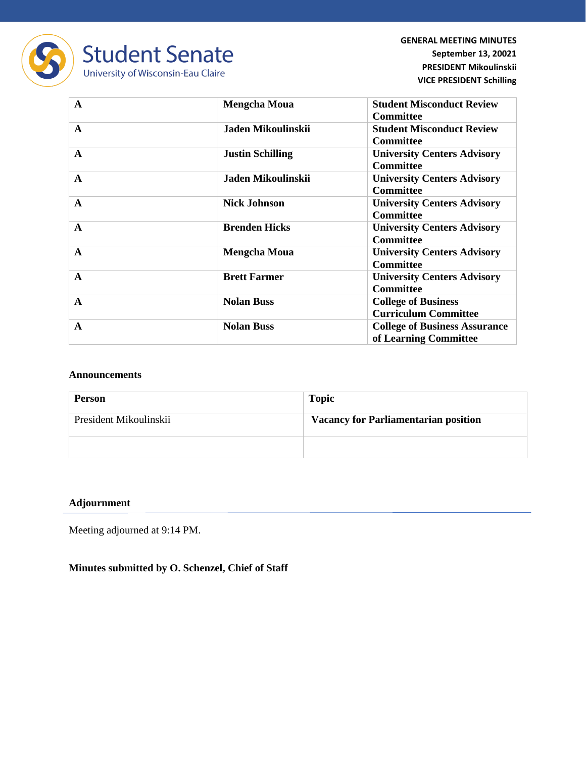| | | |
|---|---|---|
| **A** | **Mengcha Moua** | **Student Misconduct Review Committee** |
| **A** | **Jaden Mikoulinskii** | **Student Misconduct Review Committee** |
| **A** | **Justin Schilling** | **University Centers Advisory Committee** |
| **A** | **Jaden Mikoulinskii** | **University Centers Advisory Committee** |
| **A** | **Nick Johnson** | **University Centers Advisory Committee** |
| **A** | **Brenden Hicks** | **University Centers Advisory Committee** |
| **A** | **Mengcha Moua** | **University Centers Advisory Committee** |
| **A** | **Brett Farmer** | **University Centers Advisory Committee** |
| **A** | **Nolan Buss** | **College of Business Curriculum Committee** |
| **A** | **Nolan Buss** | **College of Business Assurance of Learning Committee** |

**Announcements**

| **Person** | **Topic** |
|---|---|
| President Mikoulinskii | **Vacancy for Parliamentarian position** |
| | |

**Adjournment**

Meeting adjourned at 9:14 PM.

**Minutes submitted by O. Schenzel, Chief of Staff**